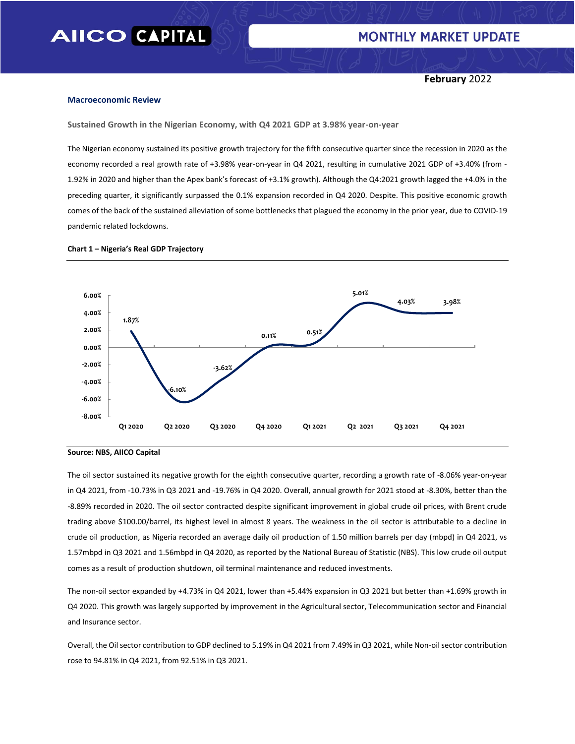# AIICO CAPITAL — MONTHLY MARKET UPDATE

**February** 2022

## Macroeconomic Review

### Sustained Growth in the Nigerian Economy, with Q4 2021 GDP at 3.98% year-on-year

The Nigerian economy sustained its positive growth trajectory for the fifth consecutive quarter since the recession in 2020 as the economy recorded a real growth rate of +3.98% year-on-year in Q4 2021, resulting in cumulative 2021 GDP of +3.40% (from -1.92% in 2020 and higher than the Apex bank's forecast of +3.1% growth). Although the Q4:2021 growth lagged the +4.0% in the preceding quarter, it significantly surpassed the 0.1% expansion recorded in Q4 2020. Despite. This positive economic growth comes of the back of the sustained alleviation of some bottlenecks that plagued the economy in the prior year, due to COVID-19 pandemic related lockdowns.

**Chart 1 – Nigeria's Real GDP Trajectory**

| Quarter | Real GDP Growth |
|---|---|
| Q1 2020 | 1.87% |
| Q2 2020 | -6.10% |
| Q3 2020 | -3.62% |
| Q4 2020 | 0.11% |
| Q1 2021 | 0.51% |
| Q2 2021 | 5.01% |
| Q3 2021 | 4.03% |
| Q4 2021 | 3.98% |

**Source: NBS, AIICO Capital**

The oil sector sustained its negative growth for the eighth consecutive quarter, recording a growth rate of -8.06% year-on-year in Q4 2021, from -10.73% in Q3 2021 and -19.76% in Q4 2020. Overall, annual growth for 2021 stood at -8.30%, better than the -8.89% recorded in 2020. The oil sector contracted despite significant improvement in global crude oil prices, with Brent crude trading above $100.00/barrel, its highest level in almost 8 years. The weakness in the oil sector is attributable to a decline in crude oil production, as Nigeria recorded an average daily oil production of 1.50 million barrels per day (mbpd) in Q4 2021, vs 1.57mbpd in Q3 2021 and 1.56mbpd in Q4 2020, as reported by the National Bureau of Statistic (NBS). This low crude oil output comes as a result of production shutdown, oil terminal maintenance and reduced investments.

The non-oil sector expanded by +4.73% in Q4 2021, lower than +5.44% expansion in Q3 2021 but better than +1.69% growth in Q4 2020. This growth was largely supported by improvement in the Agricultural sector, Telecommunication sector and Financial and Insurance sector.

Overall, the Oil sector contribution to GDP declined to 5.19% in Q4 2021 from 7.49% in Q3 2021, while Non-oil sector contribution rose to 94.81% in Q4 2021, from 92.51% in Q3 2021.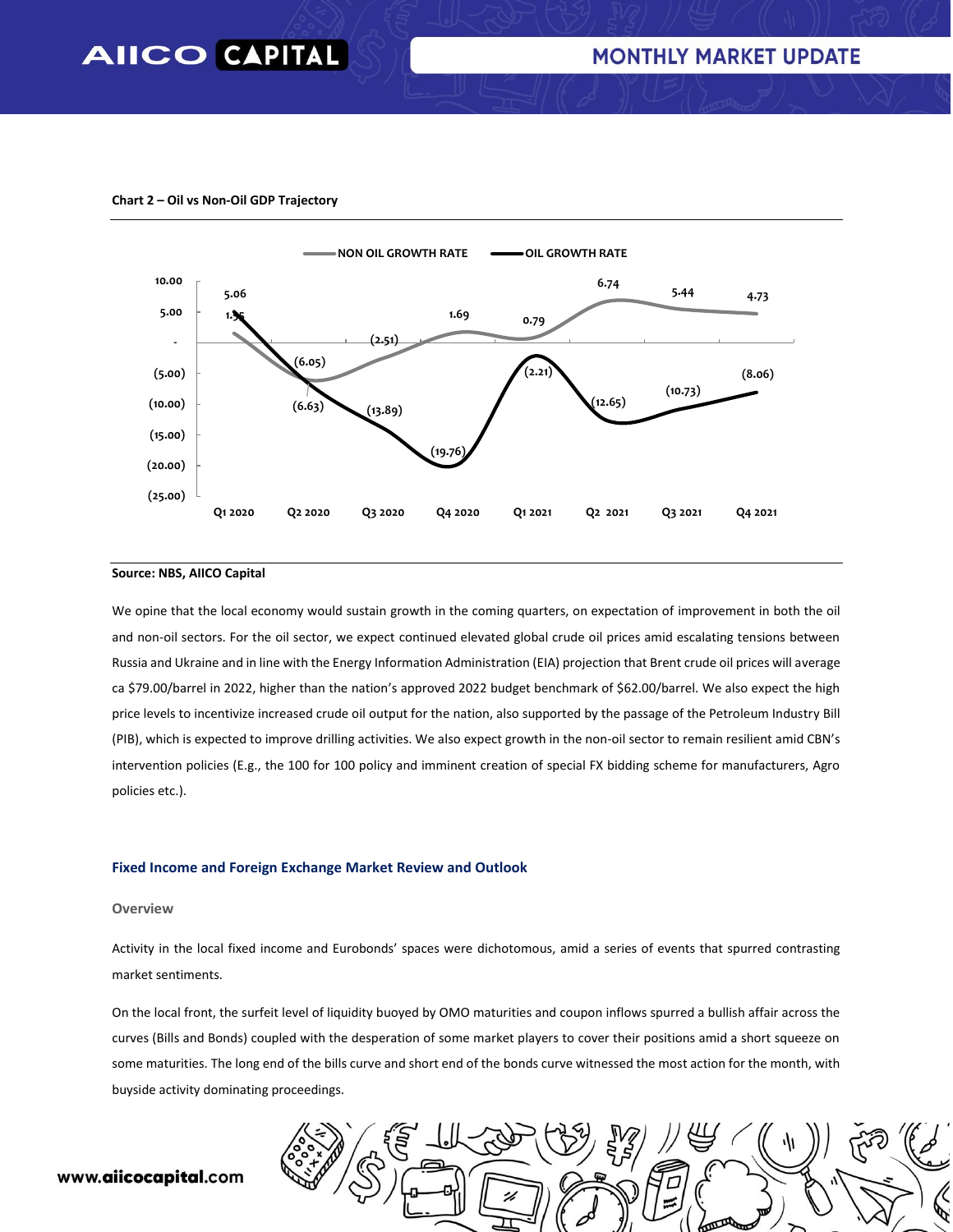**Chart 2 – Oil vs Non-Oil GDP Trajectory**

| | Q1 2020 | Q2 2020 | Q3 2020 | Q4 2020 | Q1 2021 | Q2 2021 | Q3 2021 | Q4 2021 |
|---|---|---|---|---|---|---|---|---|
| NON OIL GROWTH RATE | 1.55 | (6.05) | (2.51) | 1.69 | 0.79 | 6.74 | 5.44 | 4.73 |
| OIL GROWTH RATE | 5.06 | (6.63) | (13.89) | (19.76) | (2.21) | (12.65) | (10.73) | (8.06) |

**Source: NBS, AIICO Capital**

We opine that the local economy would sustain growth in the coming quarters, on expectation of improvement in both the oil and non-oil sectors. For the oil sector, we expect continued elevated global crude oil prices amid escalating tensions between Russia and Ukraine and in line with the Energy Information Administration (EIA) projection that Brent crude oil prices will average ca $79.00/barrel in 2022, higher than the nation's approved 2022 budget benchmark of $62.00/barrel. We also expect the high price levels to incentivize increased crude oil output for the nation, also supported by the passage of the Petroleum Industry Bill (PIB), which is expected to improve drilling activities. We also expect growth in the non-oil sector to remain resilient amid CBN's intervention policies (E.g., the 100 for 100 policy and imminent creation of special FX bidding scheme for manufacturers, Agro policies etc.).

## Fixed Income and Foreign Exchange Market Review and Outlook

### Overview

Activity in the local fixed income and Eurobonds' spaces were dichotomous, amid a series of events that spurred contrasting market sentiments.

On the local front, the surfeit level of liquidity buoyed by OMO maturities and coupon inflows spurred a bullish affair across the curves (Bills and Bonds) coupled with the desperation of some market players to cover their positions amid a short squeeze on some maturities. The long end of the bills curve and short end of the bonds curve witnessed the most action for the month, with buyside activity dominating proceedings.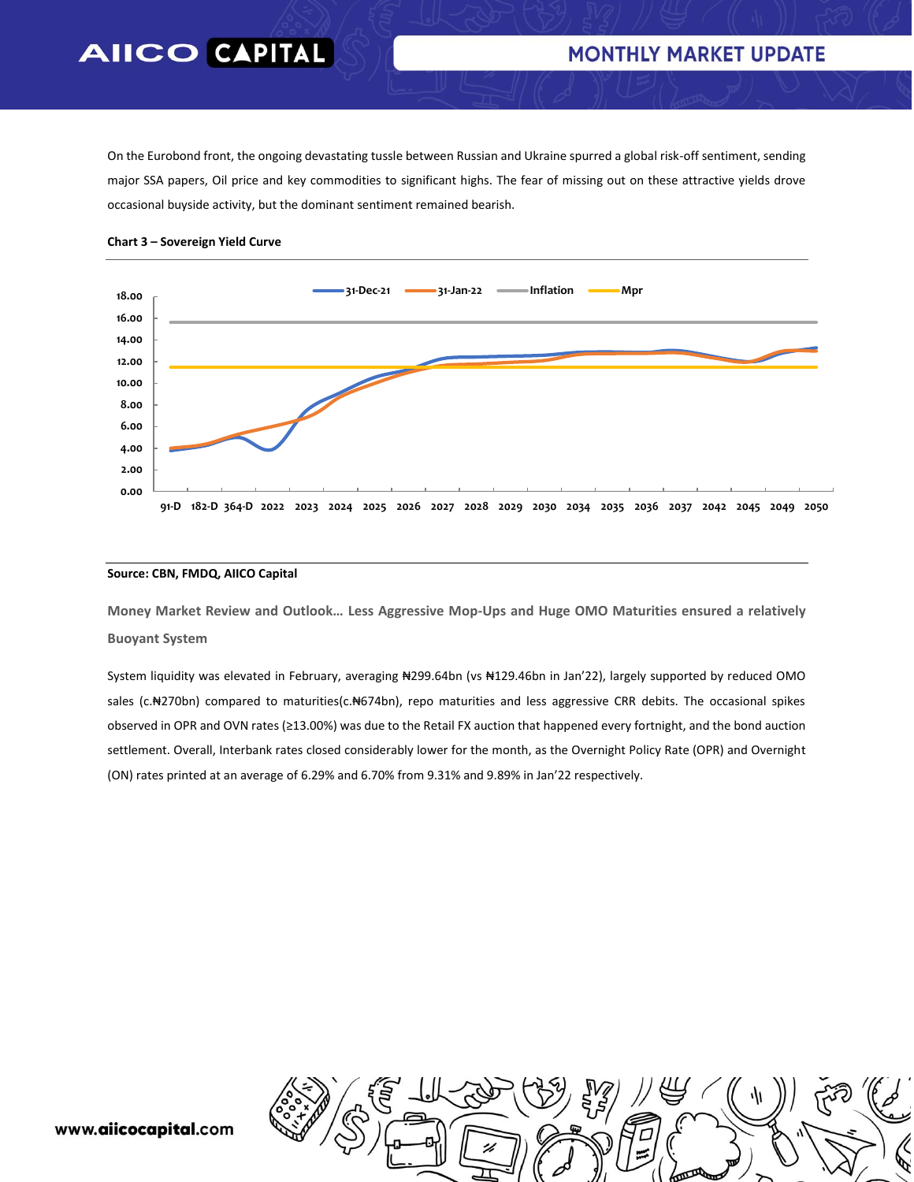On the Eurobond front, the ongoing devastating tussle between Russian and Ukraine spurred a global risk-off sentiment, sending major SSA papers, Oil price and key commodities to significant highs. The fear of missing out on these attractive yields drove occasional buyside activity, but the dominant sentiment remained bearish.

**Chart 3 – Sovereign Yield Curve**

**Source: CBN, FMDQ, AIICO Capital**

## Money Market Review and Outlook… Less Aggressive Mop-Ups and Huge OMO Maturities ensured a relatively Buoyant System

System liquidity was elevated in February, averaging ₦299.64bn (vs ₦129.46bn in Jan'22), largely supported by reduced OMO sales (c.₦270bn) compared to maturities(c.₦674bn), repo maturities and less aggressive CRR debits. The occasional spikes observed in OPR and OVN rates (≥13.00%) was due to the Retail FX auction that happened every fortnight, and the bond auction settlement. Overall, Interbank rates closed considerably lower for the month, as the Overnight Policy Rate (OPR) and Overnight (ON) rates printed at an average of 6.29% and 6.70% from 9.31% and 9.89% in Jan'22 respectively.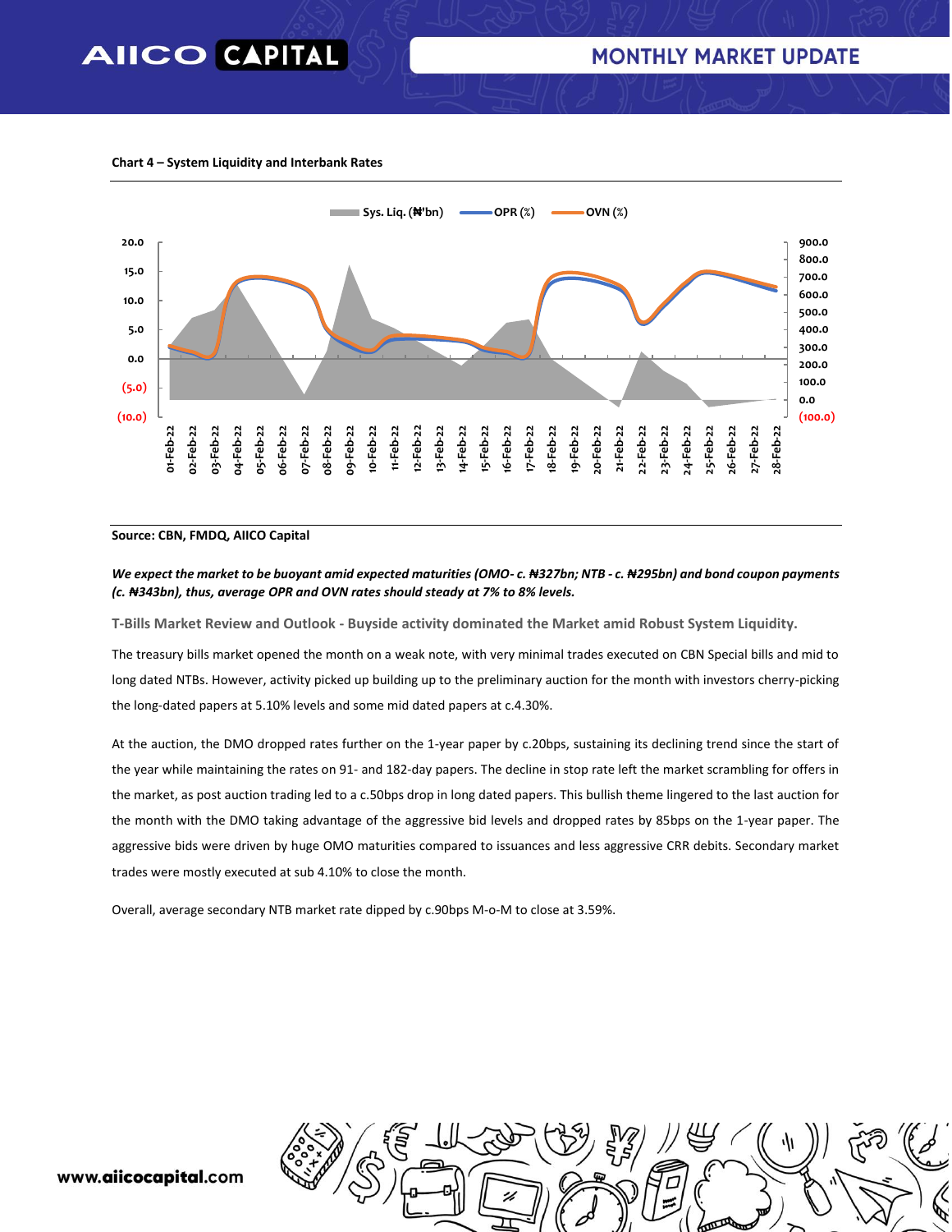**Chart 4 – System Liquidity and Interbank Rates**

Source: CBN, FMDQ, AIICO Capital

***We expect the market to be buoyant amid expected maturities (OMO- c. ₦327bn; NTB - c. ₦295bn) and bond coupon payments (c. ₦343bn), thus, average OPR and OVN rates should steady at 7% to 8% levels.***

### T-Bills Market Review and Outlook - Buyside activity dominated the Market amid Robust System Liquidity.

The treasury bills market opened the month on a weak note, with very minimal trades executed on CBN Special bills and mid to long dated NTBs. However, activity picked up building up to the preliminary auction for the month with investors cherry-picking the long-dated papers at 5.10% levels and some mid dated papers at c.4.30%.

At the auction, the DMO dropped rates further on the 1-year paper by c.20bps, sustaining its declining trend since the start of the year while maintaining the rates on 91- and 182-day papers. The decline in stop rate left the market scrambling for offers in the market, as post auction trading led to a c.50bps drop in long dated papers. This bullish theme lingered to the last auction for the month with the DMO taking advantage of the aggressive bid levels and dropped rates by 85bps on the 1-year paper. The aggressive bids were driven by huge OMO maturities compared to issuances and less aggressive CRR debits. Secondary market trades were mostly executed at sub 4.10% to close the month.

Overall, average secondary NTB market rate dipped by c.90bps M-o-M to close at 3.59%.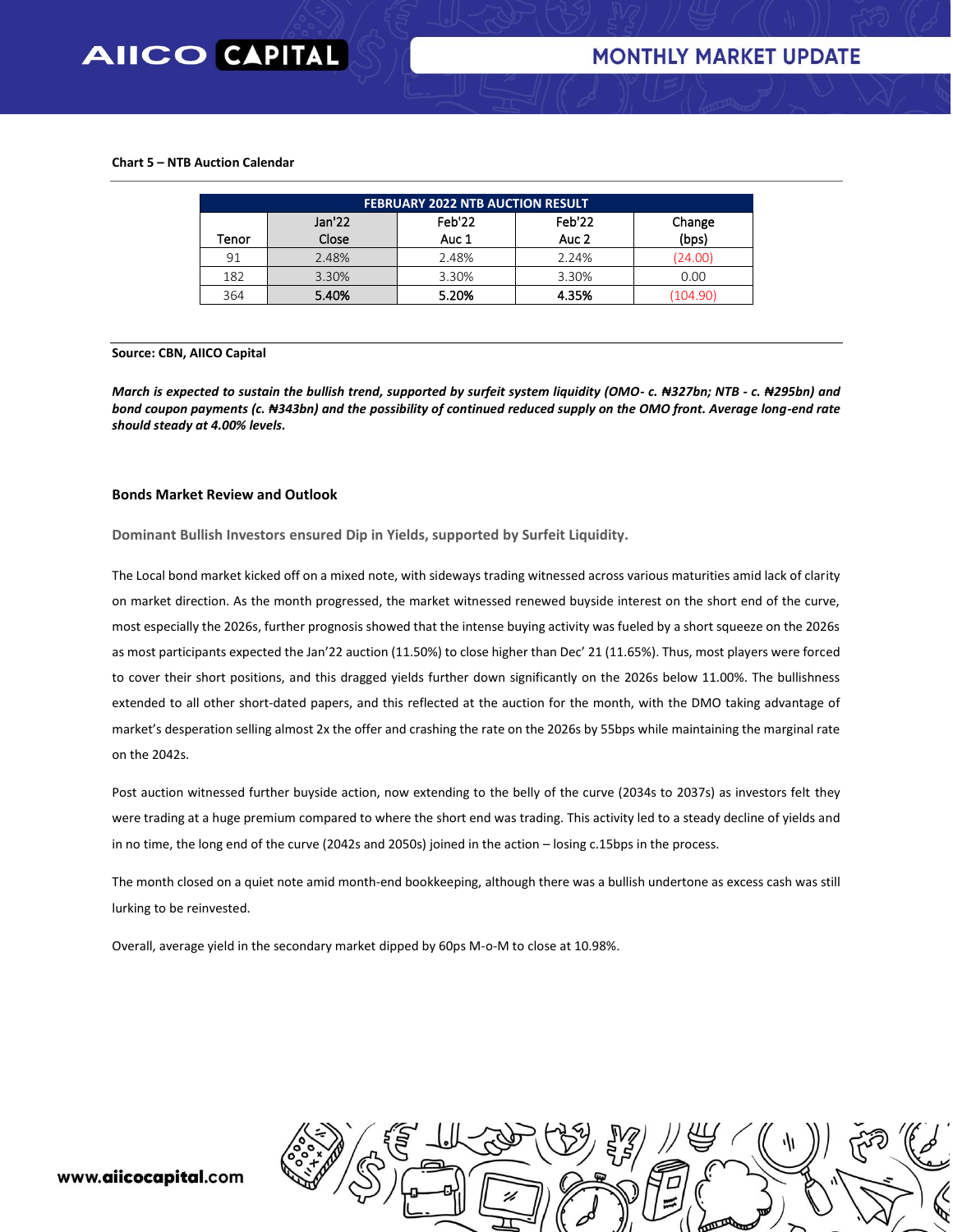**Chart 5 – NTB Auction Calendar**

| FEBRUARY 2022 NTB AUCTION RESULT | | | | |
|---|---|---|---|---|
| Tenor | Jan'22 Close | Feb'22 Auc 1 | Feb'22 Auc 2 | Change (bps) |
| 91 | 2.48% | 2.48% | 2.24% | (24.00) |
| 182 | 3.30% | 3.30% | 3.30% | 0.00 |
| 364 | **5.40%** | **5.20%** | **4.35%** | (104.90) |

**Source: CBN, AIICO Capital**

***March is expected to sustain the bullish trend, supported by surfeit system liquidity (OMO- c. ₦327bn; NTB - c. ₦295bn) and bond coupon payments (c. ₦343bn) and the possibility of continued reduced supply on the OMO front. Average long-end rate should steady at 4.00% levels.***

### Bonds Market Review and Outlook

**Dominant Bullish Investors ensured Dip in Yields, supported by Surfeit Liquidity.**

The Local bond market kicked off on a mixed note, with sideways trading witnessed across various maturities amid lack of clarity on market direction. As the month progressed, the market witnessed renewed buyside interest on the short end of the curve, most especially the 2026s, further prognosis showed that the intense buying activity was fueled by a short squeeze on the 2026s as most participants expected the Jan'22 auction (11.50%) to close higher than Dec' 21 (11.65%). Thus, most players were forced to cover their short positions, and this dragged yields further down significantly on the 2026s below 11.00%. The bullishness extended to all other short-dated papers, and this reflected at the auction for the month, with the DMO taking advantage of market's desperation selling almost 2x the offer and crashing the rate on the 2026s by 55bps while maintaining the marginal rate on the 2042s.

Post auction witnessed further buyside action, now extending to the belly of the curve (2034s to 2037s) as investors felt they were trading at a huge premium compared to where the short end was trading. This activity led to a steady decline of yields and in no time, the long end of the curve (2042s and 2050s) joined in the action – losing c.15bps in the process.

The month closed on a quiet note amid month-end bookkeeping, although there was a bullish undertone as excess cash was still lurking to be reinvested.

Overall, average yield in the secondary market dipped by 60ps M-o-M to close at 10.98%.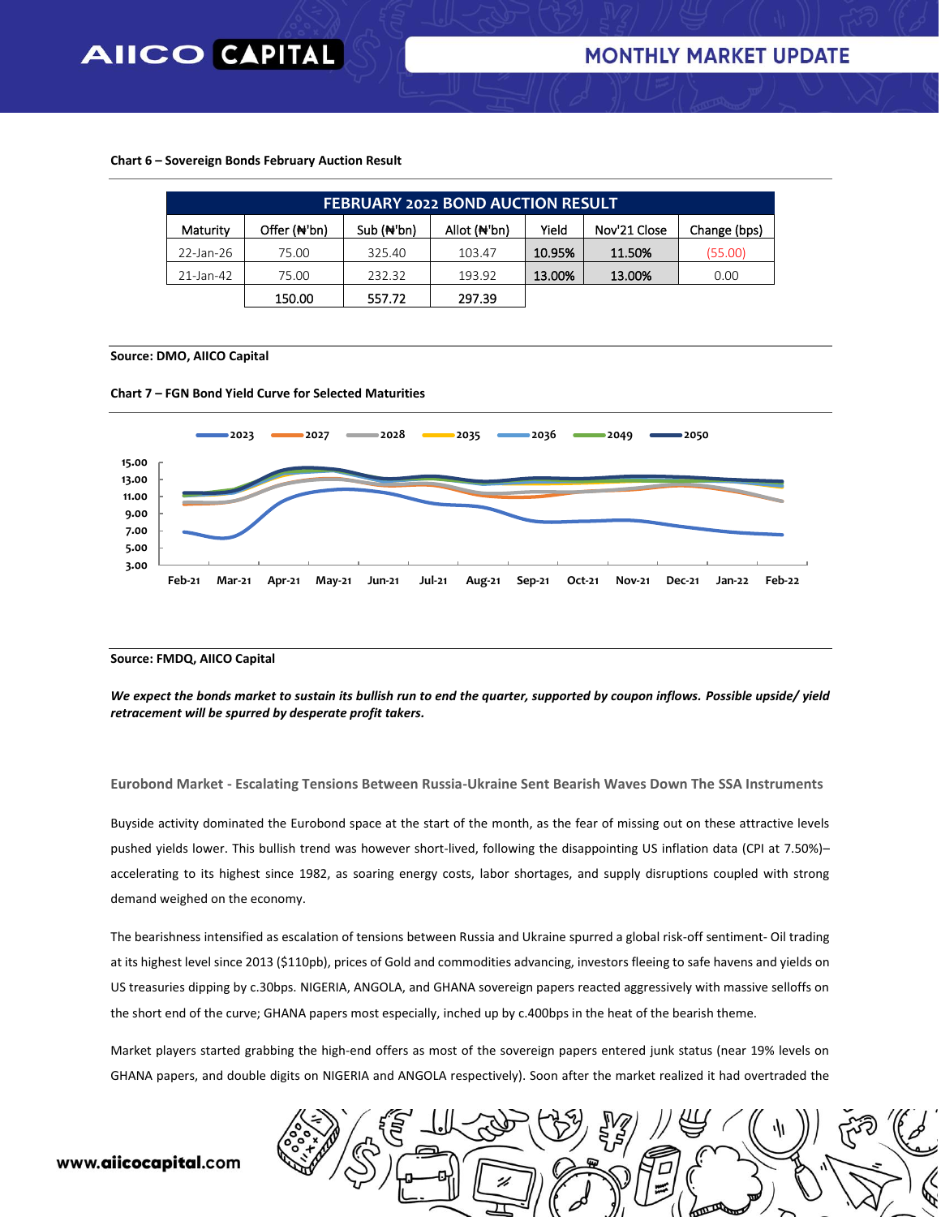**Chart 6 – Sovereign Bonds February Auction Result**

| FEBRUARY 2022 BOND AUCTION RESULT | | | | | | |
|---|---|---|---|---|---|---|
| Maturity | Offer (₦'bn) | Sub (₦'bn) | Allot (₦'bn) | Yield | Nov'21 Close | Change (bps) |
| 22-Jan-26 | 75.00 | 325.40 | 103.47 | 10.95% | 11.50% | (55.00) |
| 21-Jan-42 | 75.00 | 232.32 | 193.92 | 13.00% | 13.00% | 0.00 |
| | 150.00 | 557.72 | 297.39 | | | |

**Source: DMO, AIICO Capital**

**Chart 7 – FGN Bond Yield Curve for Selected Maturities**

**Source: FMDQ, AIICO Capital**

***We expect the bonds market to sustain its bullish run to end the quarter, supported by coupon inflows. Possible upside/ yield retracement will be spurred by desperate profit takers.***

### Eurobond Market - Escalating Tensions Between Russia-Ukraine Sent Bearish Waves Down The SSA Instruments

Buyside activity dominated the Eurobond space at the start of the month, as the fear of missing out on these attractive levels pushed yields lower. This bullish trend was however short-lived, following the disappointing US inflation data (CPI at 7.50%)– accelerating to its highest since 1982, as soaring energy costs, labor shortages, and supply disruptions coupled with strong demand weighed on the economy.

The bearishness intensified as escalation of tensions between Russia and Ukraine spurred a global risk-off sentiment- Oil trading at its highest level since 2013 ($110pb), prices of Gold and commodities advancing, investors fleeing to safe havens and yields on US treasuries dipping by c.30bps. NIGERIA, ANGOLA, and GHANA sovereign papers reacted aggressively with massive selloffs on the short end of the curve; GHANA papers most especially, inched up by c.400bps in the heat of the bearish theme.

Market players started grabbing the high-end offers as most of the sovereign papers entered junk status (near 19% levels on GHANA papers, and double digits on NIGERIA and ANGOLA respectively). Soon after the market realized it had overtraded the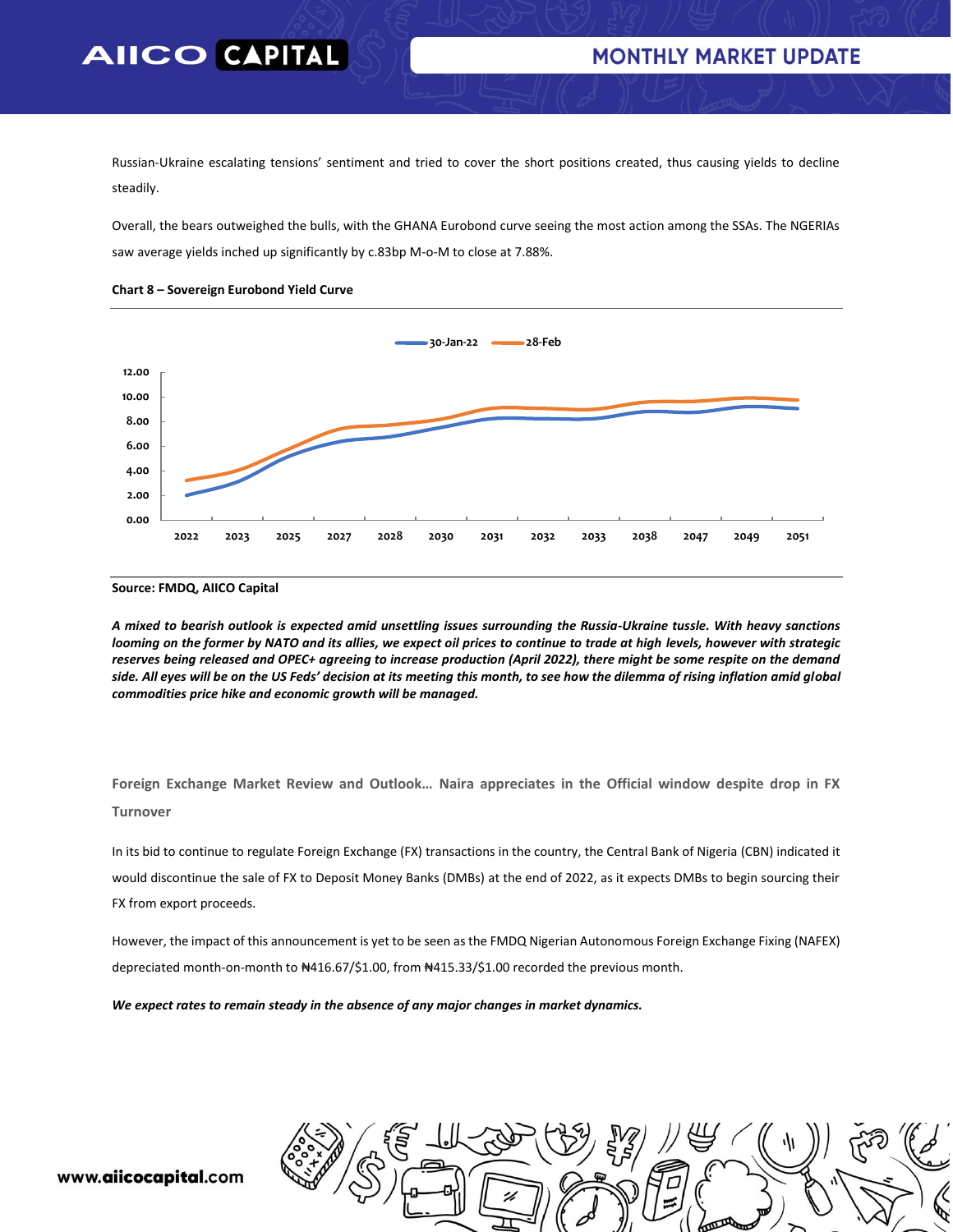Russian-Ukraine escalating tensions' sentiment and tried to cover the short positions created, thus causing yields to decline steadily.

Overall, the bears outweighed the bulls, with the GHANA Eurobond curve seeing the most action among the SSAs. The NGERIAs saw average yields inched up significantly by c.83bp M-o-M to close at 7.88%.

**Chart 8 – Sovereign Eurobond Yield Curve**

**Source: FMDQ, AIICO Capital**

***A mixed to bearish outlook is expected amid unsettling issues surrounding the Russia-Ukraine tussle. With heavy sanctions looming on the former by NATO and its allies, we expect oil prices to continue to trade at high levels, however with strategic reserves being released and OPEC+ agreeing to increase production (April 2022), there might be some respite on the demand side. All eyes will be on the US Feds' decision at its meeting this month, to see how the dilemma of rising inflation amid global commodities price hike and economic growth will be managed.***

## Foreign Exchange Market Review and Outlook… Naira appreciates in the Official window despite drop in FX Turnover

In its bid to continue to regulate Foreign Exchange (FX) transactions in the country, the Central Bank of Nigeria (CBN) indicated it would discontinue the sale of FX to Deposit Money Banks (DMBs) at the end of 2022, as it expects DMBs to begin sourcing their FX from export proceeds.

However, the impact of this announcement is yet to be seen as the FMDQ Nigerian Autonomous Foreign Exchange Fixing (NAFEX) depreciated month-on-month to ₦416.67/$1.00, from ₦415.33/$1.00 recorded the previous month.

***We expect rates to remain steady in the absence of any major changes in market dynamics.***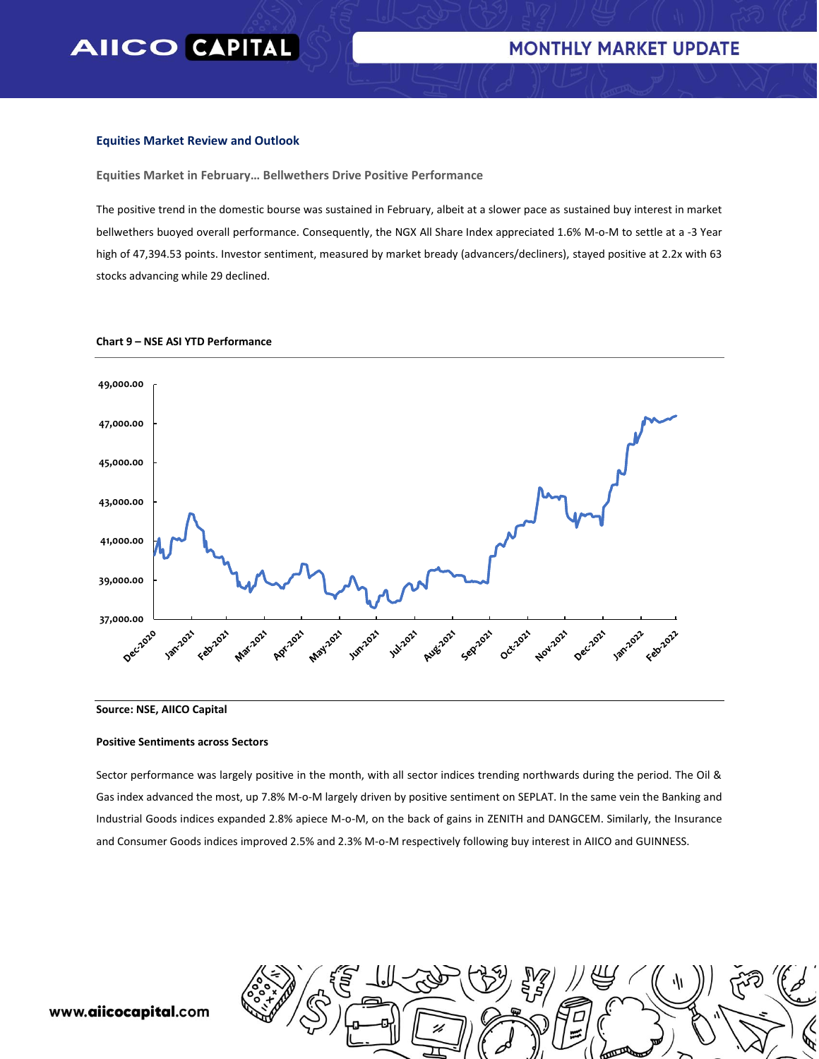## Equities Market Review and Outlook

### Equities Market in February… Bellwethers Drive Positive Performance

The positive trend in the domestic bourse was sustained in February, albeit at a slower pace as sustained buy interest in market bellwethers buoyed overall performance. Consequently, the NGX All Share Index appreciated 1.6% M-o-M to settle at a -3 Year high of 47,394.53 points. Investor sentiment, measured by market bready (advancers/decliners), stayed positive at 2.2x with 63 stocks advancing while 29 declined.

**Chart 9 – NSE ASI YTD Performance**

**Source: NSE, AIICO Capital**

**Positive Sentiments across Sectors**

Sector performance was largely positive in the month, with all sector indices trending northwards during the period. The Oil & Gas index advanced the most, up 7.8% M-o-M largely driven by positive sentiment on SEPLAT. In the same vein the Banking and Industrial Goods indices expanded 2.8% apiece M-o-M, on the back of gains in ZENITH and DANGCEM. Similarly, the Insurance and Consumer Goods indices improved 2.5% and 2.3% M-o-M respectively following buy interest in AIICO and GUINNESS.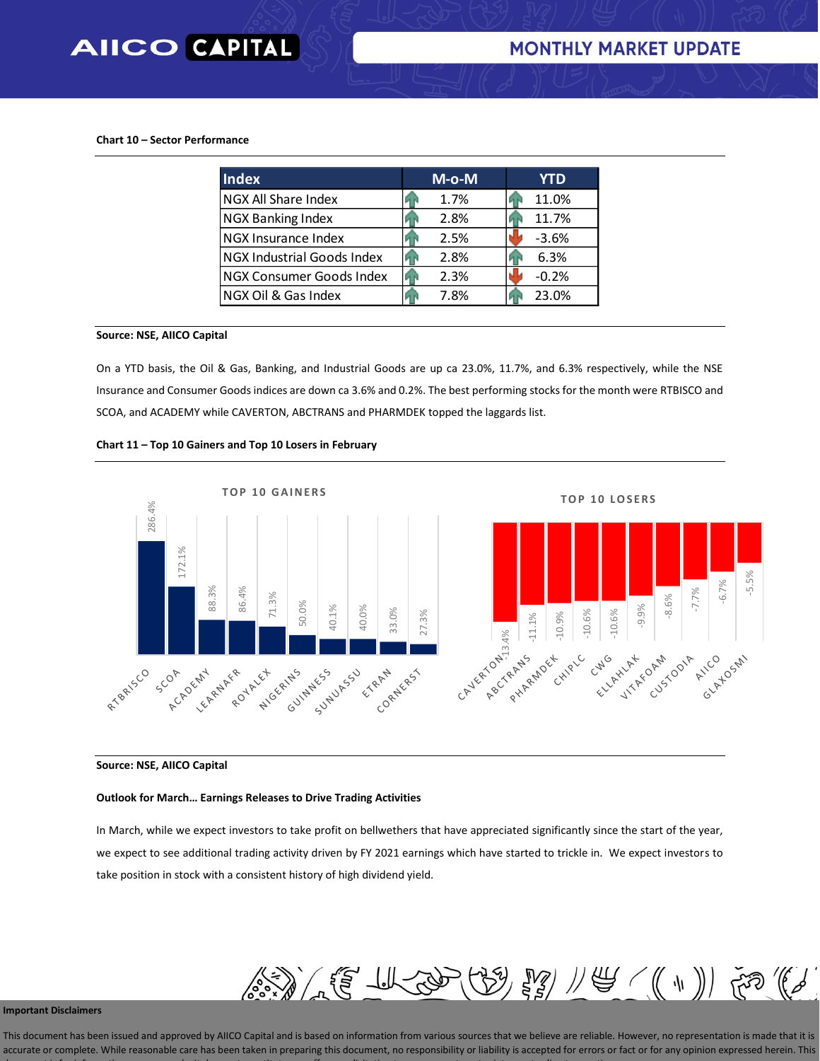**Chart 10 – Sector Performance**

| Index | M-o-M | YTD |
|---|---|---|
| NGX All Share Index | 1.7% | 11.0% |
| NGX Banking Index | 2.8% | 11.7% |
| NGX Insurance Index | 2.5% | -3.6% |
| NGX Industrial Goods Index | 2.8% | 6.3% |
| NGX Consumer Goods Index | 2.3% | -0.2% |
| NGX Oil & Gas Index | 7.8% | 23.0% |

**Source: NSE, AIICO Capital**

On a YTD basis, the Oil & Gas, Banking, and Industrial Goods are up ca 23.0%, 11.7%, and 6.3% respectively, while the NSE Insurance and Consumer Goods indices are down ca 3.6% and 0.2%. The best performing stocks for the month were RTBISCO and SCOA, and ACADEMY while CAVERTON, ABCTRANS and PHARMDEK topped the laggards list.

**Chart 11 – Top 10 Gainers and Top 10 Losers in February**

TOP 10 GAINERS

RTBRISCO 286.4%
SCOA 172.1%
ACADEMY 88.3%
LEARNAFR 86.4%
ROYALEX 71.3%
NIGERINS 50.0%
GUINNESS 40.1%
SUNUASSU 40.0%
ETRAN 33.0%
CORNERST 27.3%

TOP 10 LOSERS

CAVERTON -13.4%
ABCTRANS -11.1%
PHARMDEK -10.9%
CHIPLC -10.6%
CWG -10.6%
ELLAHLAK -9.9%
VITAFOAM -8.6%
CUSTODIA -7.7%
AIICO -6.7%
GLAXOSMI -5.5%

**Source: NSE, AIICO Capital**

**Outlook for March… Earnings Releases to Drive Trading Activities**

In March, while we expect investors to take profit on bellwethers that have appreciated significantly since the start of the year, we expect to see additional trading activity driven by FY 2021 earnings which have started to trickle in. We expect investors to take position in stock with a consistent history of high dividend yield.

**Important Disclaimers**

This document has been issued and approved by AIICO Capital and is based on information from various sources that we believe are reliable. However, no representation is made that it is accurate or complete. While reasonable care has been taken in preparing this document, no responsibility or liability is accepted for errors or fact or for any opinion expressed herein. This